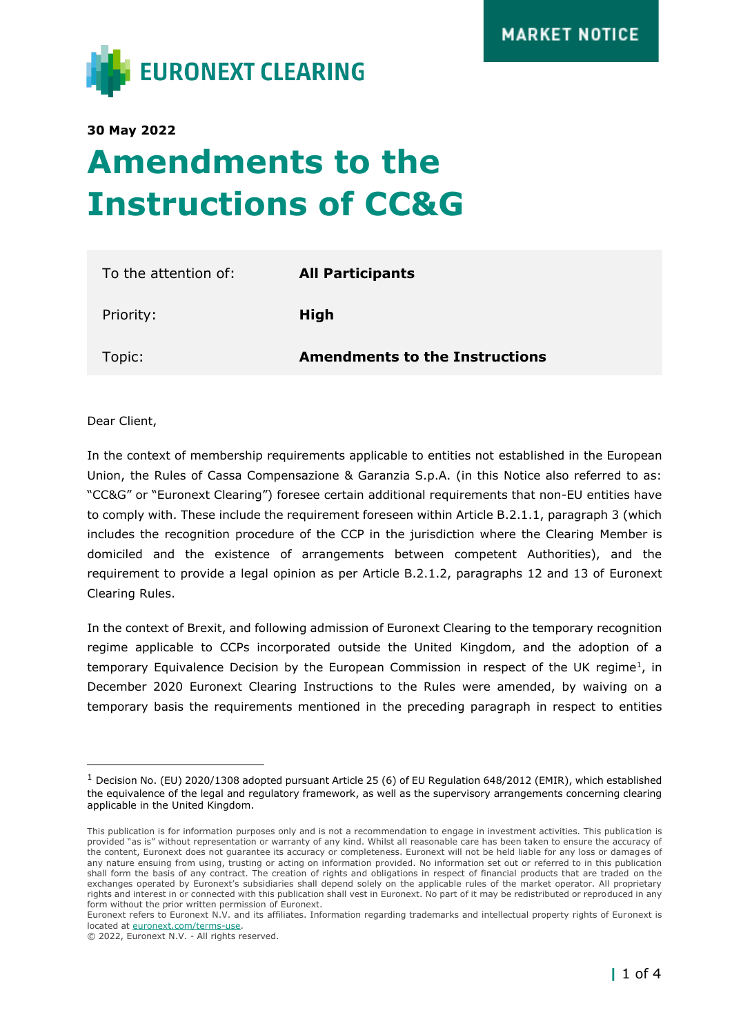MARKET NOTICE

EURONEXT CLEARING

**30 May 2022**

# Amendments to the Instructions of CC&G

| To the attention of: | **All Participants** |
|---|---|
| Priority: | **High** |
| Topic: | **Amendments to the Instructions** |

Dear Client,

In the context of membership requirements applicable to entities not established in the European Union, the Rules of Cassa Compensazione & Garanzia S.p.A. (in this Notice also referred to as: "CC&G" or "Euronext Clearing") foresee certain additional requirements that non-EU entities have to comply with. These include the requirement foreseen within Article B.2.1.1, paragraph 3 (which includes the recognition procedure of the CCP in the jurisdiction where the Clearing Member is domiciled and the existence of arrangements between competent Authorities), and the requirement to provide a legal opinion as per Article B.2.1.2, paragraphs 12 and 13 of Euronext Clearing Rules.

In the context of Brexit, and following admission of Euronext Clearing to the temporary recognition regime applicable to CCPs incorporated outside the United Kingdom, and the adoption of a temporary Equivalence Decision by the European Commission in respect of the UK regime[1], in December 2020 Euronext Clearing Instructions to the Rules were amended, by waiving on a temporary basis the requirements mentioned in the preceding paragraph in respect to entities

[1] Decision No. (EU) 2020/1308 adopted pursuant Article 25 (6) of EU Regulation 648/2012 (EMIR), which established the equivalence of the legal and regulatory framework, as well as the supervisory arrangements concerning clearing applicable in the United Kingdom.

This publication is for information purposes only and is not a recommendation to engage in investment activities. This publication is provided "as is" without representation or warranty of any kind. Whilst all reasonable care has been taken to ensure the accuracy of the content, Euronext does not guarantee its accuracy or completeness. Euronext will not be held liable for any loss or damages of any nature ensuing from using, trusting or acting on information provided. No information set out or referred to in this publication shall form the basis of any contract. The creation of rights and obligations in respect of financial products that are traded on the exchanges operated by Euronext's subsidiaries shall depend solely on the applicable rules of the market operator. All proprietary rights and interest in or connected with this publication shall vest in Euronext. No part of it may be redistributed or reproduced in any form without the prior written permission of Euronext.
Euronext refers to Euronext N.V. and its affiliates. Information regarding trademarks and intellectual property rights of Euronext is located at euronext.com/terms-use.
© 2022, Euronext N.V. - All rights reserved.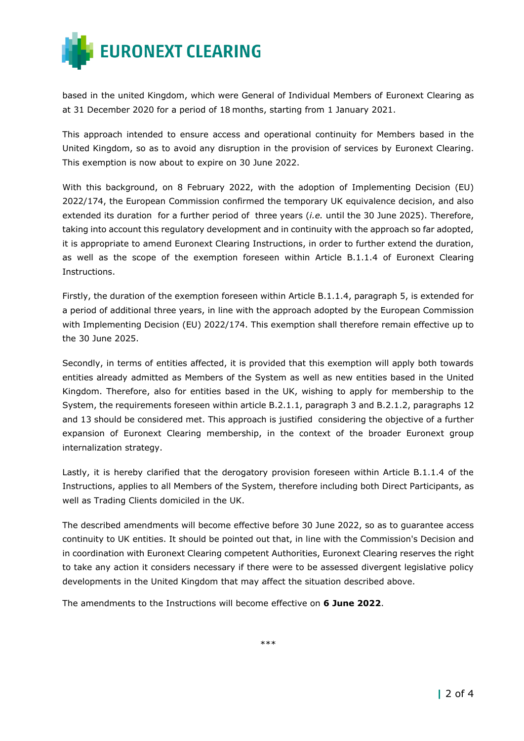based in the united Kingdom, which were General of Individual Members of Euronext Clearing as at 31 December 2020 for a period of 18 months, starting from 1 January 2021.

This approach intended to ensure access and operational continuity for Members based in the United Kingdom, so as to avoid any disruption in the provision of services by Euronext Clearing. This exemption is now about to expire on 30 June 2022.

With this background, on 8 February 2022, with the adoption of Implementing Decision (EU) 2022/174, the European Commission confirmed the temporary UK equivalence decision, and also extended its duration for a further period of three years (*i.e.* until the 30 June 2025). Therefore, taking into account this regulatory development and in continuity with the approach so far adopted, it is appropriate to amend Euronext Clearing Instructions, in order to further extend the duration, as well as the scope of the exemption foreseen within Article B.1.1.4 of Euronext Clearing Instructions.

Firstly, the duration of the exemption foreseen within Article B.1.1.4, paragraph 5, is extended for a period of additional three years, in line with the approach adopted by the European Commission with Implementing Decision (EU) 2022/174. This exemption shall therefore remain effective up to the 30 June 2025.

Secondly, in terms of entities affected, it is provided that this exemption will apply both towards entities already admitted as Members of the System as well as new entities based in the United Kingdom. Therefore, also for entities based in the UK, wishing to apply for membership to the System, the requirements foreseen within article B.2.1.1, paragraph 3 and B.2.1.2, paragraphs 12 and 13 should be considered met. This approach is justified considering the objective of a further expansion of Euronext Clearing membership, in the context of the broader Euronext group internalization strategy.

Lastly, it is hereby clarified that the derogatory provision foreseen within Article B.1.1.4 of the Instructions, applies to all Members of the System, therefore including both Direct Participants, as well as Trading Clients domiciled in the UK.

The described amendments will become effective before 30 June 2022, so as to guarantee access continuity to UK entities. It should be pointed out that, in line with the Commission's Decision and in coordination with Euronext Clearing competent Authorities, Euronext Clearing reserves the right to take any action it considers necessary if there were to be assessed divergent legislative policy developments in the United Kingdom that may affect the situation described above.

The amendments to the Instructions will become effective on **6 June 2022**.

***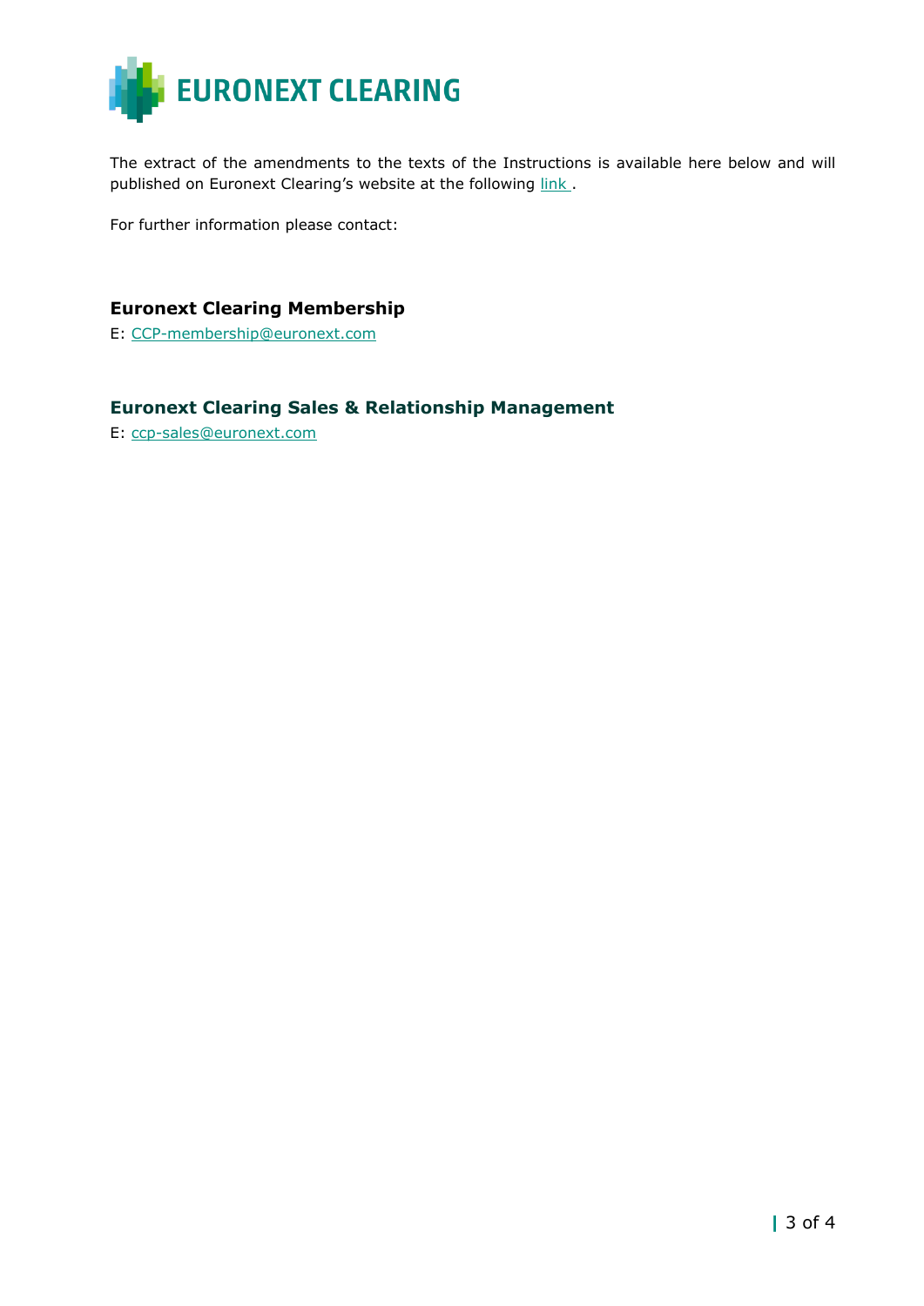The extract of the amendments to the texts of the Instructions is available here below and will published on Euronext Clearing's website at the following link .

For further information please contact:

### Euronext Clearing Membership

E: CCP-membership@euronext.com

### Euronext Clearing Sales & Relationship Management

E: ccp-sales@euronext.com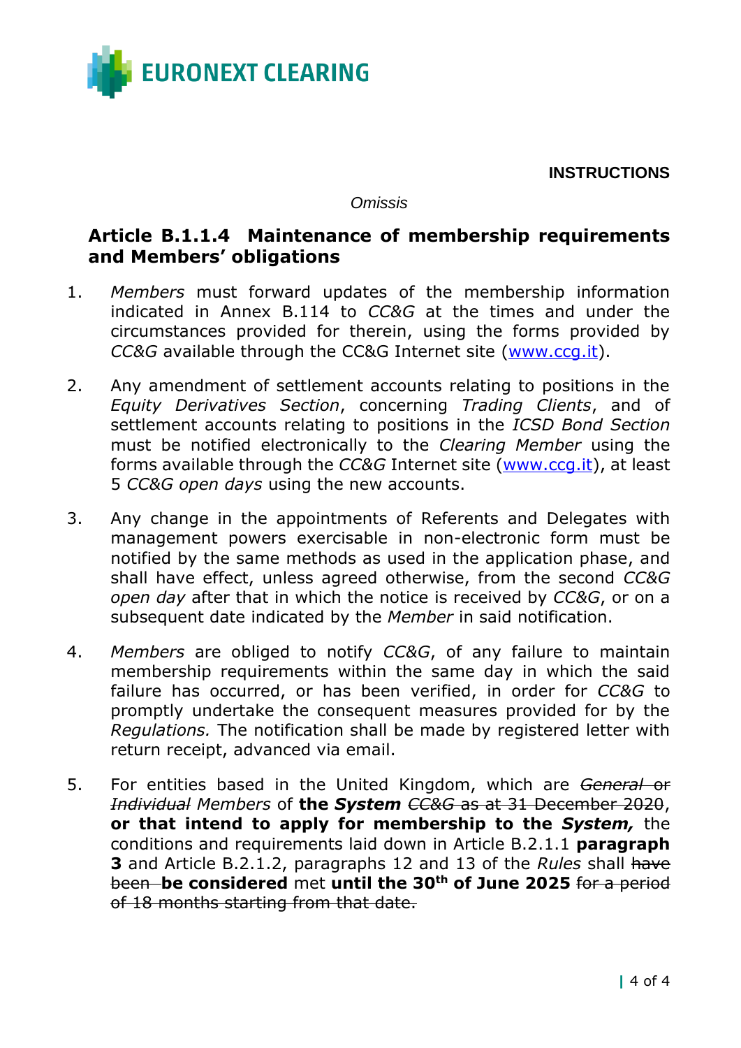**EURONEXT CLEARING**

**INSTRUCTIONS**

*Omissis*

### Article B.1.1.4 Maintenance of membership requirements and Members' obligations

1. *Members* must forward updates of the membership information indicated in Annex B.114 to *CC&G* at the times and under the circumstances provided for therein, using the forms provided by *CC&G* available through the CC&G Internet site (www.ccg.it).

2. Any amendment of settlement accounts relating to positions in the *Equity Derivatives Section*, concerning *Trading Clients*, and of settlement accounts relating to positions in the *ICSD Bond Section* must be notified electronically to the *Clearing Member* using the forms available through the *CC&G* Internet site (www.ccg.it), at least 5 *CC&G open days* using the new accounts.

3. Any change in the appointments of Referents and Delegates with management powers exercisable in non-electronic form must be notified by the same methods as used in the application phase, and shall have effect, unless agreed otherwise, from the second *CC&G open day* after that in which the notice is received by *CC&G*, or on a subsequent date indicated by the *Member* in said notification.

4. *Members* are obliged to notify *CC&G*, of any failure to maintain membership requirements within the same day in which the said failure has occurred, or has been verified, in order for *CC&G* to promptly undertake the consequent measures provided for by the *Regulations.* The notification shall be made by registered letter with return receipt, advanced via email.

5. For entities based in the United Kingdom, which are ~~*General or Individual*~~ *Members* of **the *System*** ~~*CC&G* as at 31 December 2020~~, **or that intend to apply for membership to the *System,*** the conditions and requirements laid down in Article B.2.1.1 **paragraph 3** and Article B.2.1.2, paragraphs 12 and 13 of the *Rules* shall ~~have been~~ **be considered** met **until the 30th of June 2025** ~~for a period of 18 months starting from that date.~~